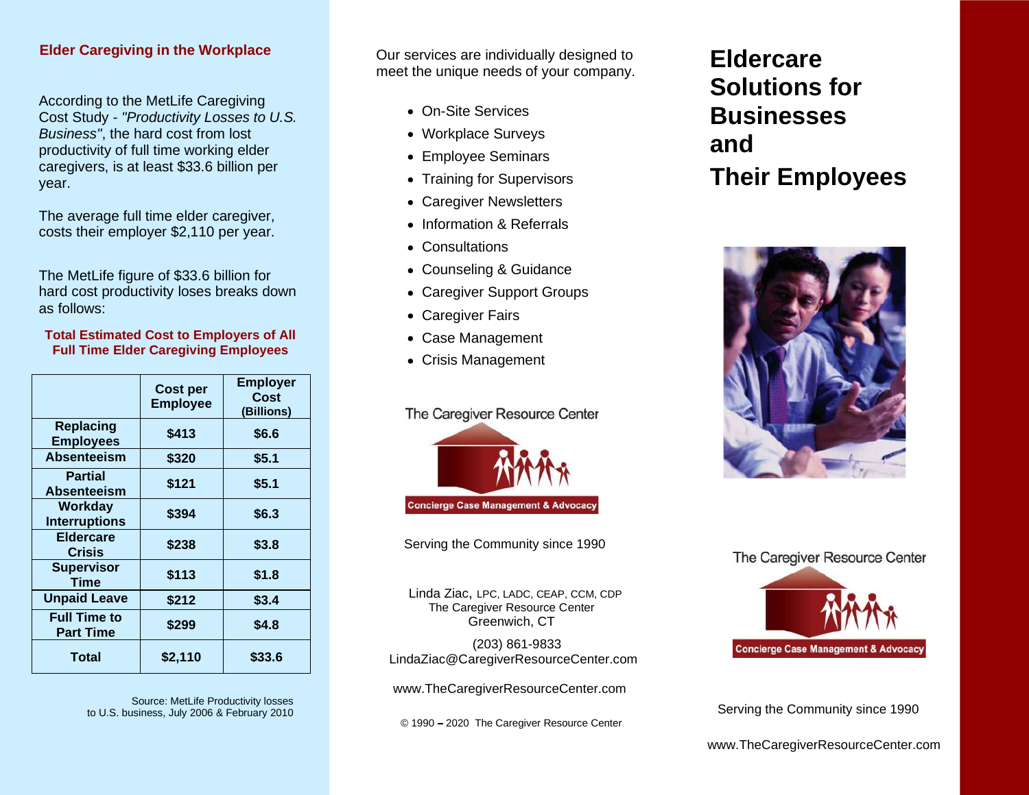## Elder Caregiving in the Workplace

According to the MetLife Caregiving Cost Study - *"Productivity Losses to U.S. Business"*, the hard cost from lost productivity of full time working elder caregivers, is at least $33.6 billion per year.

The average full time elder caregiver, costs their employer $2,110 per year.

The MetLife figure of $33.6 billion for hard cost productivity loses breaks down as follows:

**Total Estimated Cost to Employers of All Full Time Elder Caregiving Employees**

| | Cost per Employee | Employer Cost (Billions) |
|---|---|---|
| **Replacing Employees** | **$413** | **$6.6** |
| **Absenteeism** | **$320** | **$5.1** |
| **Partial Absenteeism** | **$121** | **$5.1** |
| **Workday Interruptions** | **$394** | **$6.3** |
| **Eldercare Crisis** | **$238** | **$3.8** |
| **Supervisor Time** | **$113** | **$1.8** |
| **Unpaid Leave** | **$212** | **$3.4** |
| **Full Time to Part Time** | **$299** | **$4.8** |
| **Total** | **$2,110** | **$33.6** |

Source: MetLife Productivity losses to U.S. business, July 2006 & February 2010

Our services are individually designed to meet the unique needs of your company.

- On-Site Services
- Workplace Surveys
- Employee Seminars
- Training for Supervisors
- Caregiver Newsletters
- Information & Referrals
- Consultations
- Counseling & Guidance
- Caregiver Support Groups
- Caregiver Fairs
- Case Management
- Crisis Management

The Caregiver Resource Center

Concierge Case Management & Advocacy

Serving the Community since 1990

Linda Ziac, LPC, LADC, CEAP, CCM, CDP
The Caregiver Resource Center
Greenwich, CT

(203) 861-9833
LindaZiac@CaregiverResourceCenter.com

www.TheCaregiverResourceCenter.com

© 1990 – 2020 The Caregiver Resource Center

# Eldercare Solutions for Businesses and Their Employees

The Caregiver Resource Center

Concierge Case Management & Advocacy

Serving the Community since 1990

www.TheCaregiverResourceCenter.com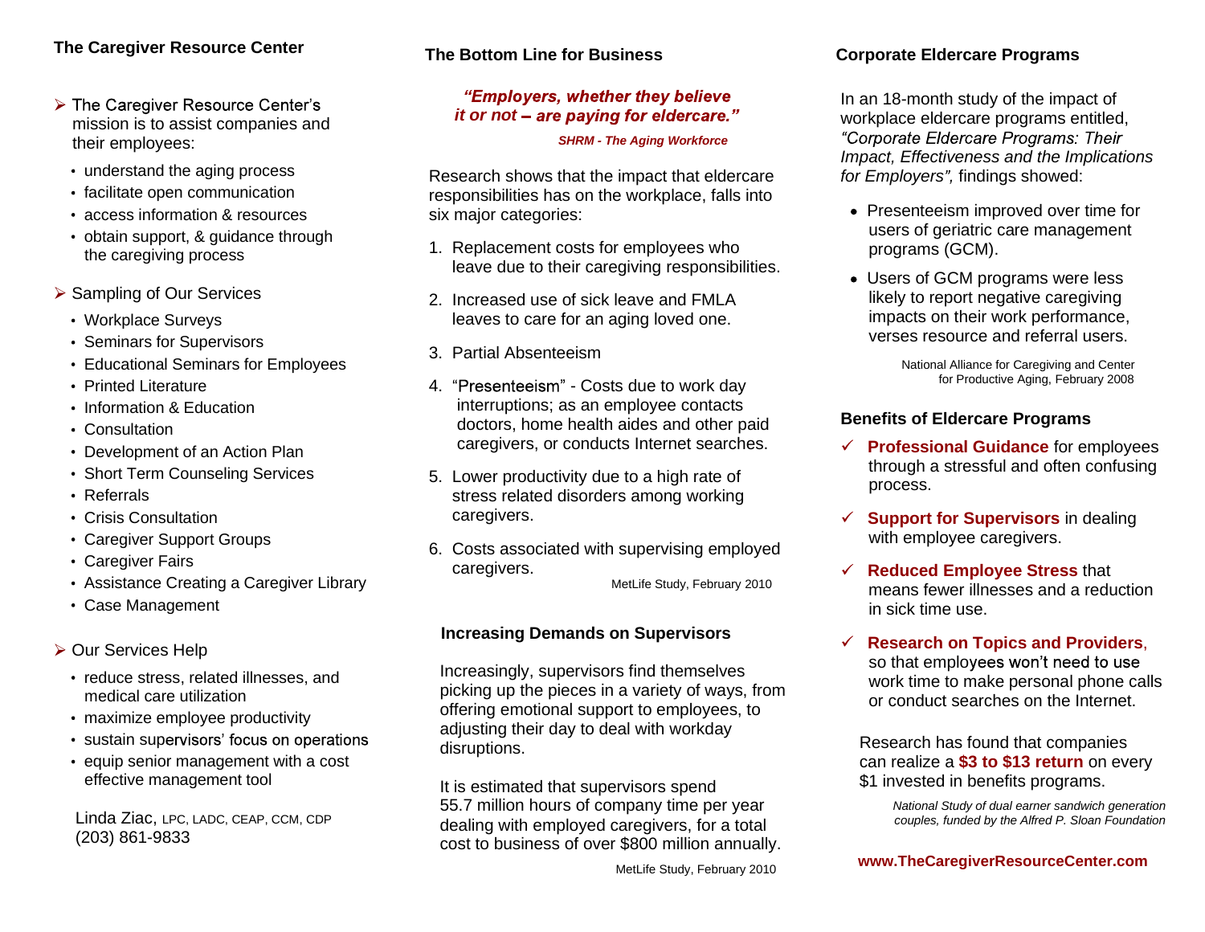## The Caregiver Resource Center

- The Caregiver Resource Center's mission is to assist companies and their employees:
  - understand the aging process
  - facilitate open communication
  - access information & resources
  - obtain support, & guidance through the caregiving process
- Sampling of Our Services
  - Workplace Surveys
  - Seminars for Supervisors
  - Educational Seminars for Employees
  - Printed Literature
  - Information & Education
  - Consultation
  - Development of an Action Plan
  - Short Term Counseling Services
  - Referrals
  - Crisis Consultation
  - Caregiver Support Groups
  - Caregiver Fairs
  - Assistance Creating a Caregiver Library
  - Case Management
- Our Services Help
  - reduce stress, related illnesses, and medical care utilization
  - maximize employee productivity
  - sustain supervisors' focus on operations
  - equip senior management with a cost effective management tool

Linda Ziac, LPC, LADC, CEAP, CCM, CDP
(203) 861-9833

## The Bottom Line for Business

***"Employers, whether they believe it or not – are paying for eldercare."***

***SHRM - The Aging Workforce***

Research shows that the impact that eldercare responsibilities has on the workplace, falls into six major categories:

1. Replacement costs for employees who leave due to their caregiving responsibilities.
2. Increased use of sick leave and FMLA leaves to care for an aging loved one.
3. Partial Absenteeism
4. "Presenteeism" - Costs due to work day interruptions; as an employee contacts doctors, home health aides and other paid caregivers, or conducts Internet searches.
5. Lower productivity due to a high rate of stress related disorders among working caregivers.
6. Costs associated with supervising employed caregivers.

MetLife Study, February 2010

## Increasing Demands on Supervisors

Increasingly, supervisors find themselves picking up the pieces in a variety of ways, from offering emotional support to employees, to adjusting their day to deal with workday disruptions.

It is estimated that supervisors spend 55.7 million hours of company time per year dealing with employed caregivers, for a total cost to business of over $800 million annually.

MetLife Study, February 2010

## Corporate Eldercare Programs

In an 18-month study of the impact of workplace eldercare programs entitled, *"Corporate Eldercare Programs: Their Impact, Effectiveness and the Implications for Employers",* findings showed:

- Presenteeism improved over time for users of geriatric care management programs (GCM).
- Users of GCM programs were less likely to report negative caregiving impacts on their work performance, verses resource and referral users.

National Alliance for Caregiving and Center for Productive Aging, February 2008

## Benefits of Eldercare Programs

- ✓ **Professional Guidance** for employees through a stressful and often confusing process.
- ✓ **Support for Supervisors** in dealing with employee caregivers.
- ✓ **Reduced Employee Stress** that means fewer illnesses and a reduction in sick time use.
- ✓ **Research on Topics and Providers**, so that employees won't need to use work time to make personal phone calls or conduct searches on the Internet.

Research has found that companies can realize a **$3 to $13 return** on every $1 invested in benefits programs.

*National Study of dual earner sandwich generation couples, funded by the Alfred P. Sloan Foundation*

**www.TheCaregiverResourceCenter.com**